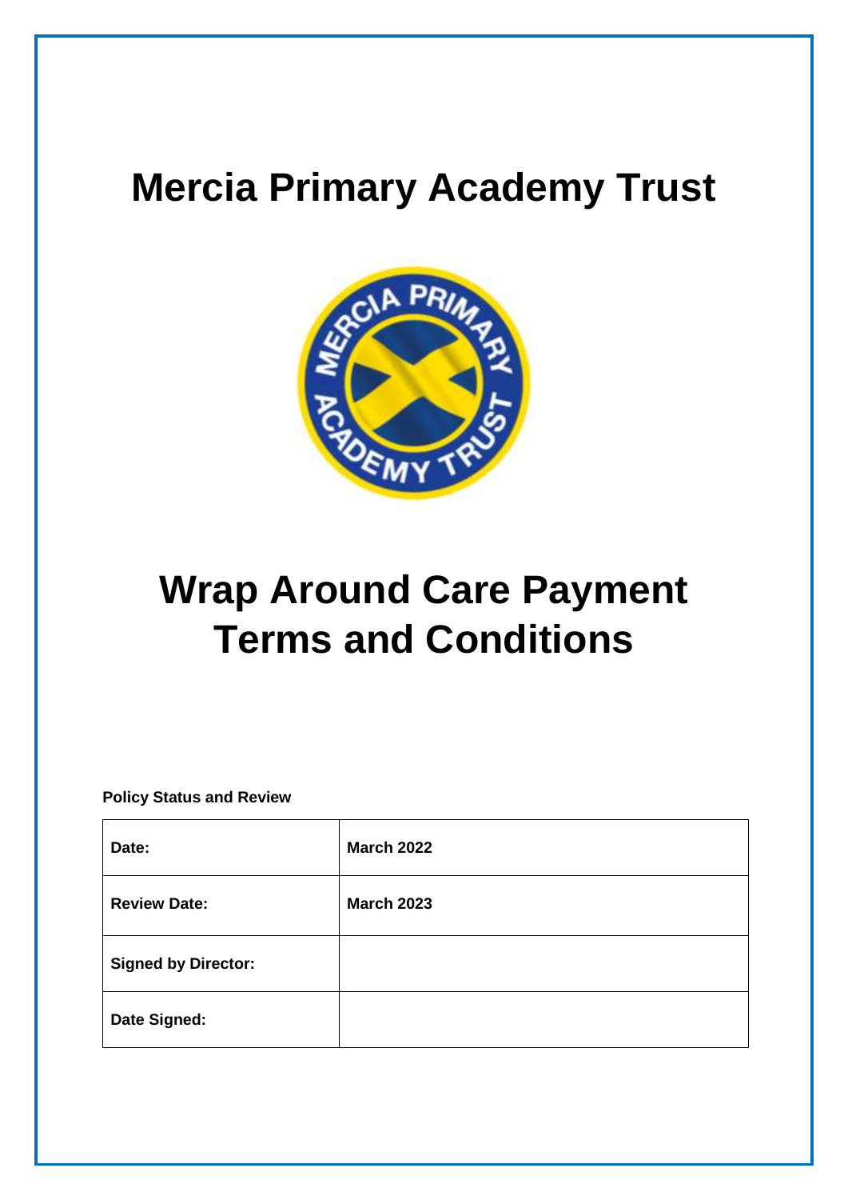# Mercia Primary Academy Trust

# Wrap Around Care Payment Terms and Conditions

**Policy Status and Review**

| | |
|---|---|
| **Date:** | **March 2022** |
| **Review Date:** | **March 2023** |
| **Signed by Director:** | |
| **Date Signed:** | |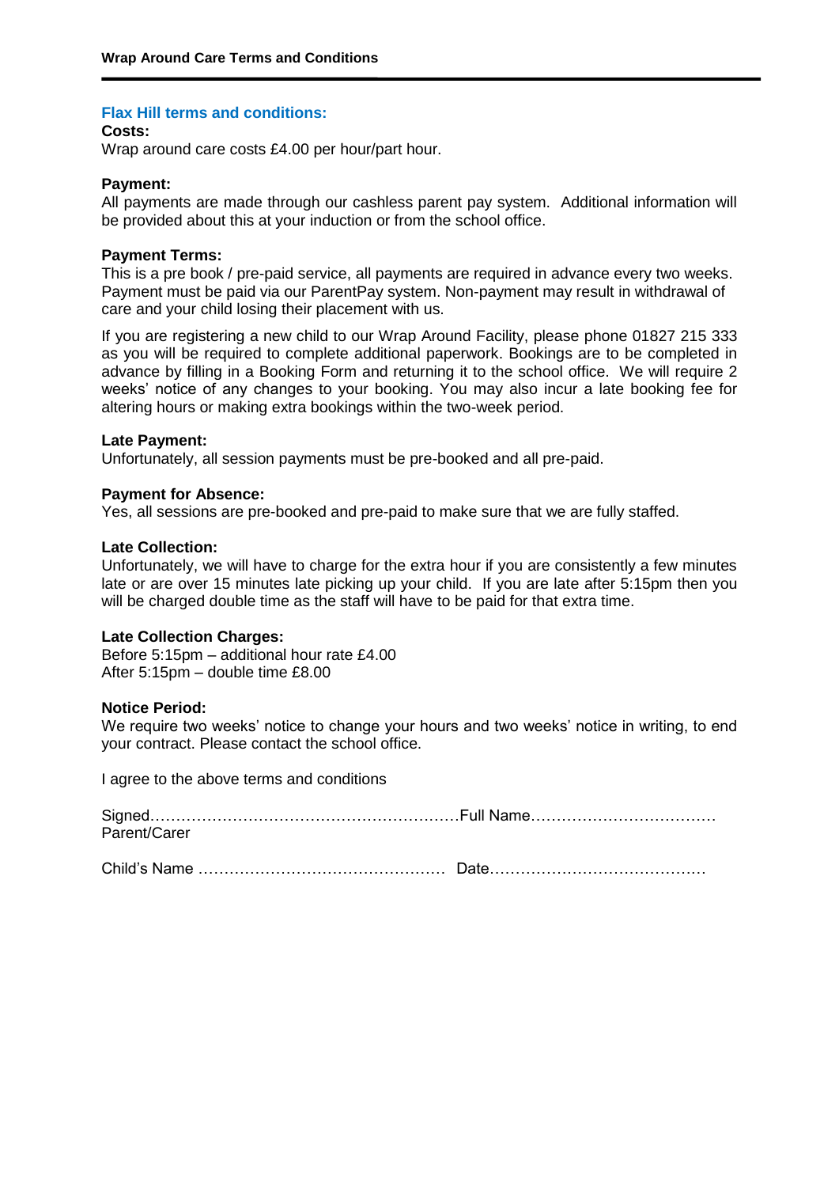## Flax Hill terms and conditions:

**Costs:**
Wrap around care costs £4.00 per hour/part hour.

**Payment:**
All payments are made through our cashless parent pay system. Additional information will be provided about this at your induction or from the school office.

**Payment Terms:**
This is a pre book / pre-paid service, all payments are required in advance every two weeks. Payment must be paid via our ParentPay system. Non-payment may result in withdrawal of care and your child losing their placement with us.

If you are registering a new child to our Wrap Around Facility, please phone 01827 215 333 as you will be required to complete additional paperwork. Bookings are to be completed in advance by filling in a Booking Form and returning it to the school office. We will require 2 weeks' notice of any changes to your booking. You may also incur a late booking fee for altering hours or making extra bookings within the two-week period.

**Late Payment:**
Unfortunately, all session payments must be pre-booked and all pre-paid.

**Payment for Absence:**
Yes, all sessions are pre-booked and pre-paid to make sure that we are fully staffed.

**Late Collection:**
Unfortunately, we will have to charge for the extra hour if you are consistently a few minutes late or are over 15 minutes late picking up your child. If you are late after 5:15pm then you will be charged double time as the staff will have to be paid for that extra time.

**Late Collection Charges:**
Before 5:15pm – additional hour rate £4.00
After 5:15pm – double time £8.00

**Notice Period:**
We require two weeks' notice to change your hours and two weeks' notice in writing, to end your contract. Please contact the school office.

I agree to the above terms and conditions

Signed……………………………………………………Full Name………………………………
Parent/Carer

Child's Name ………………………………………… Date……………………………………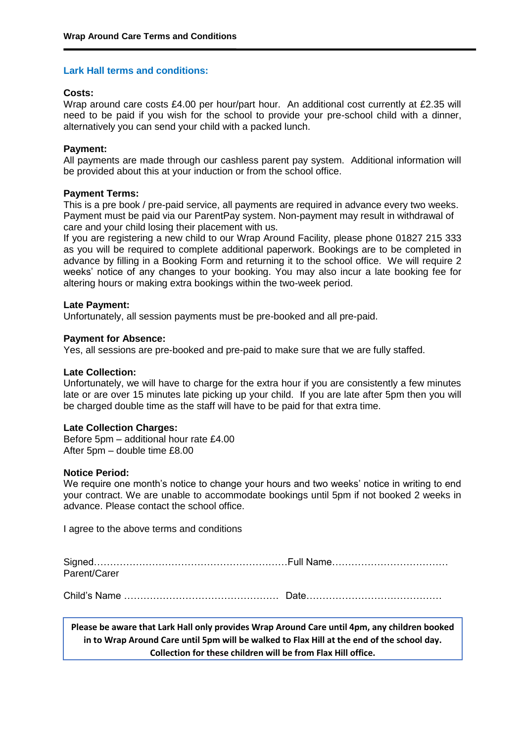## Lark Hall terms and conditions:

**Costs:**
Wrap around care costs £4.00 per hour/part hour. An additional cost currently at £2.35 will need to be paid if you wish for the school to provide your pre-school child with a dinner, alternatively you can send your child with a packed lunch.

**Payment:**
All payments are made through our cashless parent pay system. Additional information will be provided about this at your induction or from the school office.

**Payment Terms:**
This is a pre book / pre-paid service, all payments are required in advance every two weeks. Payment must be paid via our ParentPay system. Non-payment may result in withdrawal of care and your child losing their placement with us.
If you are registering a new child to our Wrap Around Facility, please phone 01827 215 333 as you will be required to complete additional paperwork. Bookings are to be completed in advance by filling in a Booking Form and returning it to the school office. We will require 2 weeks' notice of any changes to your booking. You may also incur a late booking fee for altering hours or making extra bookings within the two-week period.

**Late Payment:**
Unfortunately, all session payments must be pre-booked and all pre-paid.

**Payment for Absence:**
Yes, all sessions are pre-booked and pre-paid to make sure that we are fully staffed.

**Late Collection:**
Unfortunately, we will have to charge for the extra hour if you are consistently a few minutes late or are over 15 minutes late picking up your child. If you are late after 5pm then you will be charged double time as the staff will have to be paid for that extra time.

**Late Collection Charges:**
Before 5pm – additional hour rate £4.00
After 5pm – double time £8.00

**Notice Period:**
We require one month's notice to change your hours and two weeks' notice in writing to end your contract. We are unable to accommodate bookings until 5pm if not booked 2 weeks in advance. Please contact the school office.

I agree to the above terms and conditions

Signed…………………………………………………Full Name………………………………
Parent/Carer

Child's Name ………………………………………… Date……………………………………

**Please be aware that Lark Hall only provides Wrap Around Care until 4pm, any children booked in to Wrap Around Care until 5pm will be walked to Flax Hill at the end of the school day. Collection for these children will be from Flax Hill office.**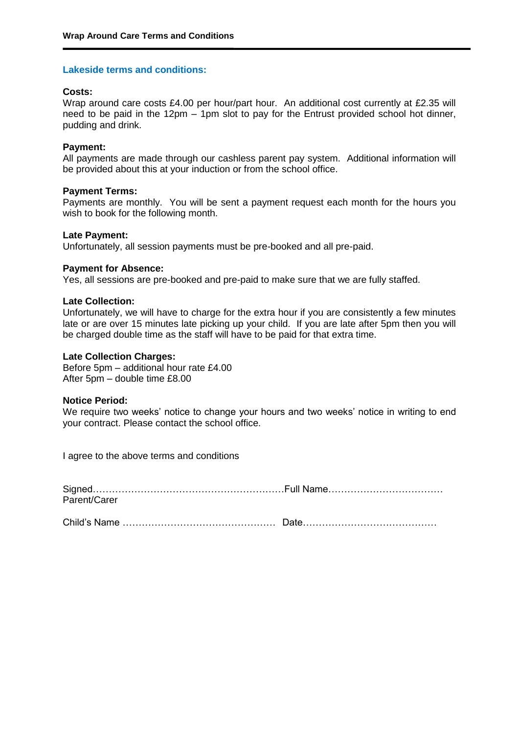### Lakeside terms and conditions:

**Costs:**
Wrap around care costs £4.00 per hour/part hour. An additional cost currently at £2.35 will need to be paid in the 12pm – 1pm slot to pay for the Entrust provided school hot dinner, pudding and drink.

**Payment:**
All payments are made through our cashless parent pay system. Additional information will be provided about this at your induction or from the school office.

**Payment Terms:**
Payments are monthly. You will be sent a payment request each month for the hours you wish to book for the following month.

**Late Payment:**
Unfortunately, all session payments must be pre-booked and all pre-paid.

**Payment for Absence:**
Yes, all sessions are pre-booked and pre-paid to make sure that we are fully staffed.

**Late Collection:**
Unfortunately, we will have to charge for the extra hour if you are consistently a few minutes late or are over 15 minutes late picking up your child. If you are late after 5pm then you will be charged double time as the staff will have to be paid for that extra time.

**Late Collection Charges:**
Before 5pm – additional hour rate £4.00
After 5pm – double time £8.00

**Notice Period:**
We require two weeks' notice to change your hours and two weeks' notice in writing to end your contract. Please contact the school office.

I agree to the above terms and conditions

Signed…………………………………………………….Full Name………………………………
Parent/Carer

Child's Name …………………………………………  Date……………………………………